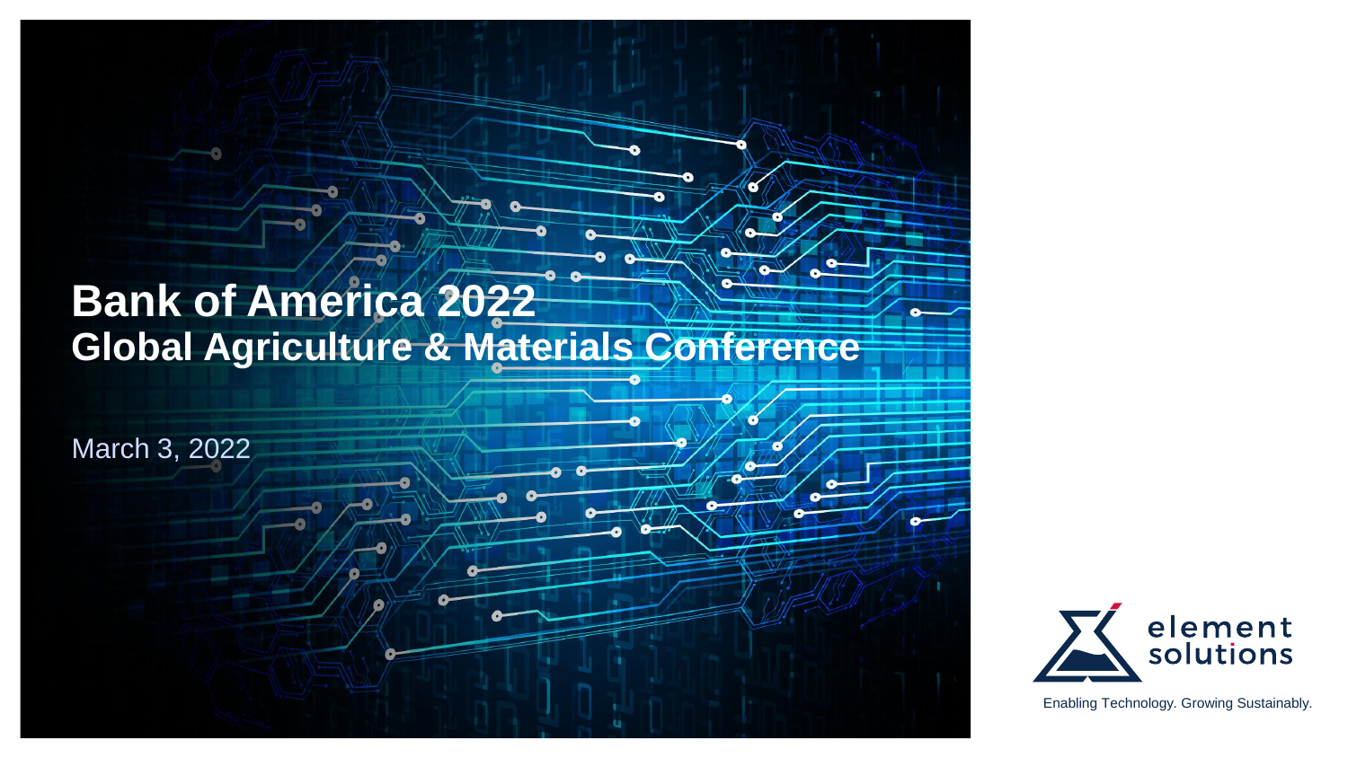# Bank of America 2022
## Global Agriculture & Materials Conference

March 3, 2022

element solutions

Enabling Technology. Growing Sustainably.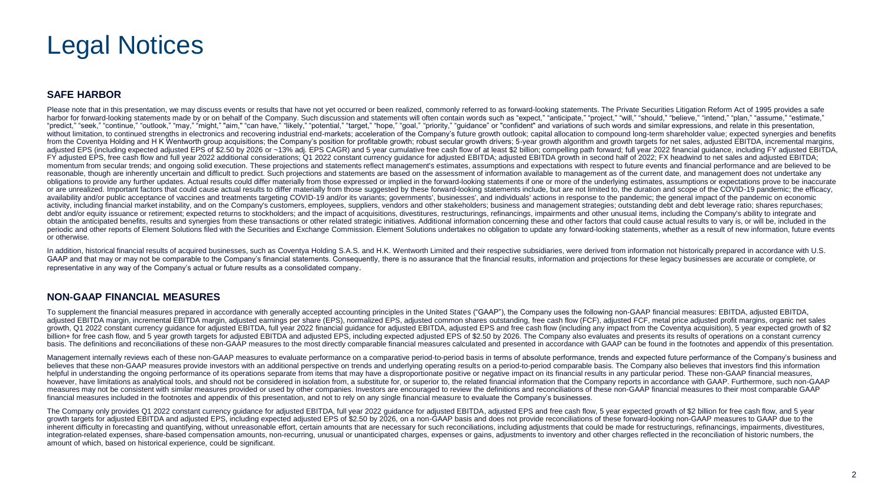# Legal Notices

## SAFE HARBOR

Please note that in this presentation, we may discuss events or results that have not yet occurred or been realized, commonly referred to as forward-looking statements. The Private Securities Litigation Reform Act of 1995 provides a safe harbor for forward-looking statements made by or on behalf of the Company. Such discussion and statements will often contain words such as "expect," "anticipate," "project," "will," "should," "believe," "intend," "plan," "assume," "estimate," "predict," "seek," "continue," "outlook," "may," "might," "aim," "can have," "likely," "potential," "target," "hope," "goal," "priority," "guidance" or "confident" and variations of such words and similar expressions, and relate in this presentation, without limitation, to continued strengths in electronics and recovering industrial end-markets; acceleration of the Company's future growth outlook; capital allocation to compound long-term shareholder value; expected synergies and benefits from the Coventya Holding and H K Wentworth group acquisitions; the Company's position for profitable growth; robust secular growth drivers; 5-year growth algorithm and growth targets for net sales, adjusted EBITDA, incremental margins, adjusted EPS (including expected adjusted EPS of $2.50 by 2026 or ~13% adj. EPS CAGR) and 5 year cumulative free cash flow of at least $2 billion; compelling path forward; full year 2022 financial guidance, including FY adjusted EBITDA, FY adjusted EPS, free cash flow and full year 2022 additional considerations; Q1 2022 constant currency guidance for adjusted EBITDA; adjusted EBITDA growth in second half of 2022; FX headwind to net sales and adjusted EBITDA; momentum from secular trends; and ongoing solid execution. These projections and statements reflect management's estimates, assumptions and expectations with respect to future events and financial performance and are believed to be reasonable, though are inherently uncertain and difficult to predict. Such projections and statements are based on the assessment of information available to management as of the current date, and management does not undertake any obligations to provide any further updates. Actual results could differ materially from those expressed or implied in the forward-looking statements if one or more of the underlying estimates, assumptions or expectations prove to be inaccurate or are unrealized. Important factors that could cause actual results to differ materially from those suggested by these forward-looking statements include, but are not limited to, the duration and scope of the COVID-19 pandemic; the efficacy, availability and/or public acceptance of vaccines and treatments targeting COVID-19 and/or its variants; governments', businesses', and individuals' actions in response to the pandemic; the general impact of the pandemic on economic activity, including financial market instability, and on the Company's customers, employees, suppliers, vendors and other stakeholders; business and management strategies; outstanding debt and debt leverage ratio; shares repurchases; debt and/or equity issuance or retirement; expected returns to stockholders; and the impact of acquisitions, divestitures, restructurings, refinancings, impairments and other unusual items, including the Company's ability to integrate and obtain the anticipated benefits, results and synergies from these transactions or other related strategic initiatives. Additional information concerning these and other factors that could cause actual results to vary is, or will be, included in the periodic and other reports of Element Solutions filed with the Securities and Exchange Commission. Element Solutions undertakes no obligation to update any forward-looking statements, whether as a result of new information, future events or otherwise.

In addition, historical financial results of acquired businesses, such as Coventya Holding S.A.S. and H.K. Wentworth Limited and their respective subsidiaries, were derived from information not historically prepared in accordance with U.S. GAAP and that may or may not be comparable to the Company's financial statements. Consequently, there is no assurance that the financial results, information and projections for these legacy businesses are accurate or complete, or representative in any way of the Company's actual or future results as a consolidated company.

## NON-GAAP FINANCIAL MEASURES

To supplement the financial measures prepared in accordance with generally accepted accounting principles in the United States ("GAAP"), the Company uses the following non-GAAP financial measures: EBITDA, adjusted EBITDA, adjusted EBITDA margin, incremental EBITDA margin, adjusted earnings per share (EPS), normalized EPS, adjusted common shares outstanding, free cash flow (FCF), adjusted FCF, metal price adjusted profit margins, organic net sales growth, Q1 2022 constant currency guidance for adjusted EBITDA, full year 2022 financial guidance for adjusted EBITDA, adjusted EPS and free cash flow (including any impact from the Coventya acquisition), 5 year expected growth of $2 billion+ for free cash flow, and 5 year growth targets for adjusted EBITDA and adjusted EPS, including expected adjusted EPS of $2.50 by 2026. The Company also evaluates and presents its results of operations on a constant currency basis. The definitions and reconciliations of these non-GAAP measures to the most directly comparable financial measures calculated and presented in accordance with GAAP can be found in the footnotes and appendix of this presentation.

Management internally reviews each of these non-GAAP measures to evaluate performance on a comparative period-to-period basis in terms of absolute performance, trends and expected future performance of the Company's business and believes that these non-GAAP measures provide investors with an additional perspective on trends and underlying operating results on a period-to-period comparable basis. The Company also believes that investors find this information helpful in understanding the ongoing performance of its operations separate from items that may have a disproportionate positive or negative impact on its financial results in any particular period. These non-GAAP financial measures, however, have limitations as analytical tools, and should not be considered in isolation from, a substitute for, or superior to, the related financial information that the Company reports in accordance with GAAP. Furthermore, such non-GAAP measures may not be consistent with similar measures provided or used by other companies. Investors are encouraged to review the definitions and reconciliations of these non-GAAP financial measures to their most comparable GAAP financial measures included in the footnotes and appendix of this presentation, and not to rely on any single financial measure to evaluate the Company's businesses.

The Company only provides Q1 2022 constant currency guidance for adjusted EBITDA, full year 2022 guidance for adjusted EBITDA, adjusted EPS and free cash flow, 5 year expected growth of $2 billion for free cash flow, and 5 year growth targets for adjusted EBITDA and adjusted EPS, including expected adjusted EPS of $2.50 by 2026, on a non-GAAP basis and does not provide reconciliations of these forward-looking non-GAAP measures to GAAP due to the inherent difficulty in forecasting and quantifying, without unreasonable effort, certain amounts that are necessary for such reconciliations, including adjustments that could be made for restructurings, refinancings, impairments, divestitures, integration-related expenses, share-based compensation amounts, non-recurring, unusual or unanticipated charges, expenses or gains, adjustments to inventory and other charges reflected in the reconciliation of historic numbers, the amount of which, based on historical experience, could be significant.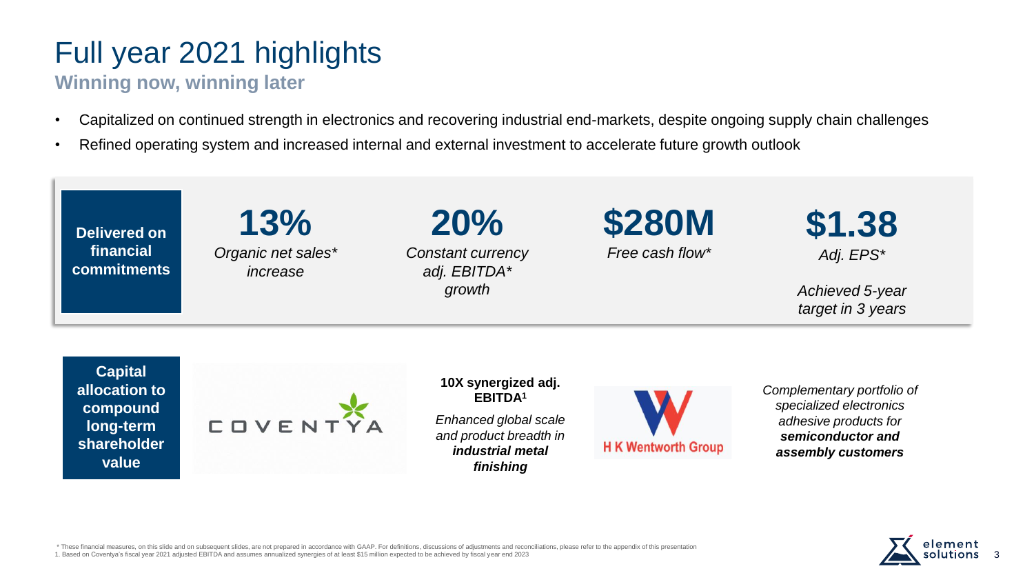# Full year 2021 highlights

**Winning now, winning later**

- Capitalized on continued strength in electronics and recovering industrial end-markets, despite ongoing supply chain challenges
- Refined operating system and increased internal and external investment to accelerate future growth outlook

**Delivered on financial commitments**

| 13% | 20% | $280M | $1.38 |
|---|---|---|---|
| *Organic net sales* increase* | *Constant currency adj. EBITDA* growth* | *Free cash flow** | *Adj. EPS** |
| | | | *Achieved 5-year target in 3 years* |

**Capital allocation to compound long-term shareholder value**

COVENTYA

**10X synergized adj. EBITDA[1]**

*Enhanced global scale and product breadth in* ***industrial metal finishing***

H K Wentworth Group

*Complementary portfolio of specialized electronics adhesive products for* ***semiconductor and assembly customers***

\* These financial measures, on this slide and on subsequent slides, are not prepared in accordance with GAAP. For definitions, discussions of adjustments and reconciliations, please refer to the appendix of this presentation

1. Based on Coventya's fiscal year 2021 adjusted EBITDA and assumes annualized synergies of at least $15 million expected to be achieved by fiscal year end 2023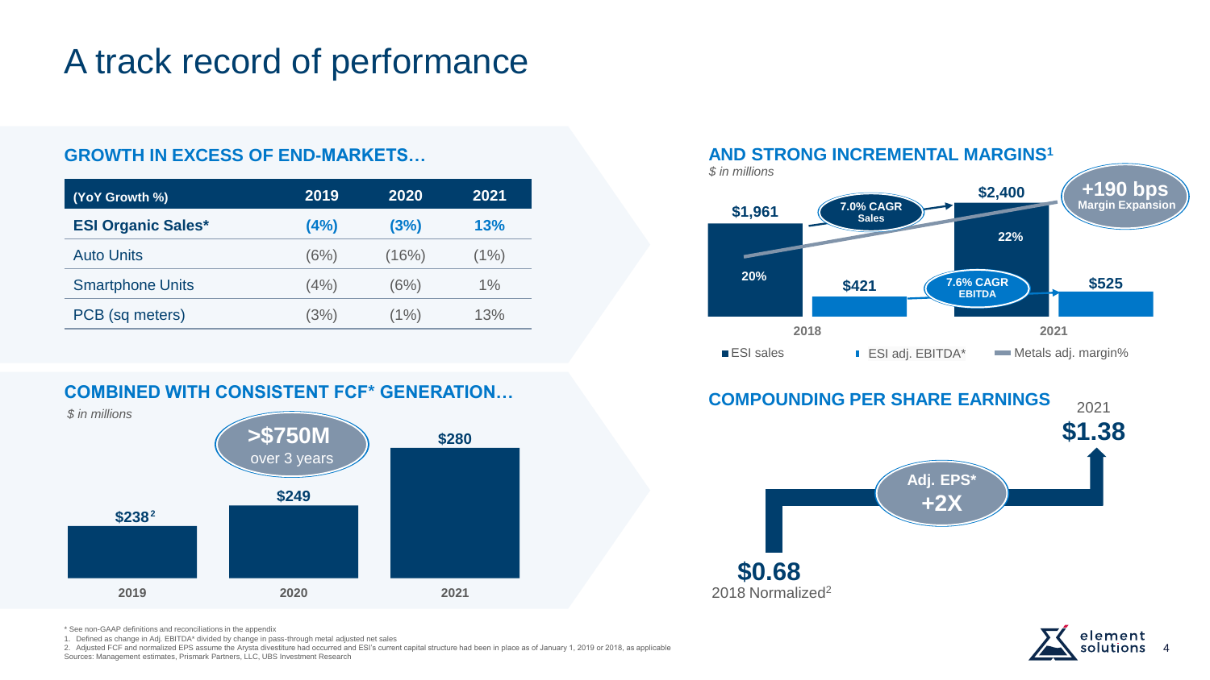# A track record of performance

## GROWTH IN EXCESS OF END-MARKETS…

| (YoY Growth %) | 2019 | 2020 | 2021 |
|---|---|---|---|
| **ESI Organic Sales*** | **(4%)** | **(3%)** | **13%** |
| Auto Units | (6%) | (16%) | (1%) |
| Smartphone Units | (4%) | (6%) | 1% |
| PCB (sq meters) | (3%) | (1%) | 13% |

## AND STRONG INCREMENTAL MARGINS[1]

*$ in millions*

| | 2018 | 2021 |
|---|---|---|
| ESI sales | $1,961 | $2,400 |
| ESI adj. EBITDA* | $421 | $525 |
| Metals adj. margin% | 20% | 22% |

- 7.0% CAGR Sales
- 7.6% CAGR EBITDA
- **+190 bps** Margin Expansion

## COMBINED WITH CONSISTENT FCF* GENERATION…

*$ in millions*

| 2019 | 2020 | 2021 |
|---|---|---|
| $238[2] | $249 | $280 |

**>$750M** over 3 years

## COMPOUNDING PER SHARE EARNINGS

- 2018 Normalized[2]: **$0.68**
- 2021: **$1.38**
- Adj. EPS* **+2X**

\* See non-GAAP definitions and reconciliations in the appendix

1. Defined as change in Adj. EBITDA* divided by change in pass-through metal adjusted net sales
2. Adjusted FCF and normalized EPS assume the Arysta divestiture had occurred and ESI's current capital structure had been in place as of January 1, 2019 or 2018, as applicable

Sources: Management estimates, Prismark Partners, LLC, UBS Investment Research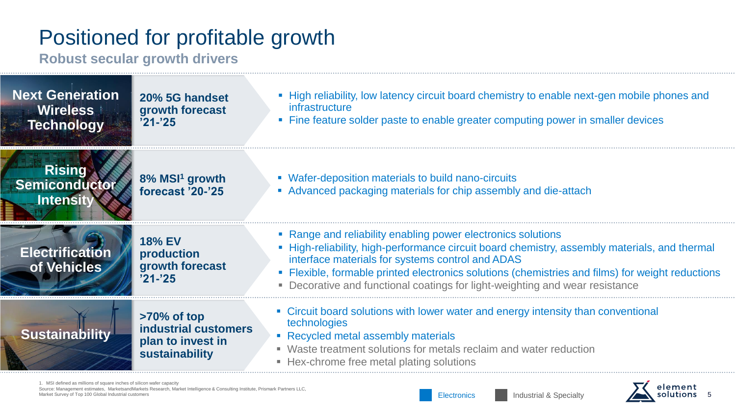# Positioned for profitable growth

## Robust secular growth drivers

| Driver | Forecast | Solutions |
|---|---|---|
| **Next Generation Wireless Technology** | **20% 5G handset growth forecast '21-'25** | ▪ High reliability, low latency circuit board chemistry to enable next-gen mobile phones and infrastructure<br>▪ Fine feature solder paste to enable greater computing power in smaller devices |
| **Rising Semiconductor Intensity** | **8% MSI[1] growth forecast '20-'25** | ▪ Wafer-deposition materials to build nano-circuits<br>▪ Advanced packaging materials for chip assembly and die-attach |
| **Electrification of Vehicles** | **18% EV production growth forecast '21-'25** | ▪ Range and reliability enabling power electronics solutions<br>▪ High-reliability, high-performance circuit board chemistry, assembly materials, and thermal interface materials for systems control and ADAS<br>▪ Flexible, formable printed electronics solutions (chemistries and films) for weight reductions<br>▪ Decorative and functional coatings for light-weighting and wear resistance |
| **Sustainability** | **>70% of top industrial customers plan to invest in sustainability** | ▪ Circuit board solutions with lower water and energy intensity than conventional technologies<br>▪ Recycled metal assembly materials<br>▪ Waste treatment solutions for metals reclaim and water reduction<br>▪ Hex-chrome free metal plating solutions |

Legend: Electronics | Industrial & Specialty

1. MSI defined as millions of square inches of silicon wafer capacity

Source: Management estimates, MarketsandMarkets Research, Market Intelligence & Consulting Institute, Prismark Partners LLC, Market Survey of Top 100 Global Industrial customers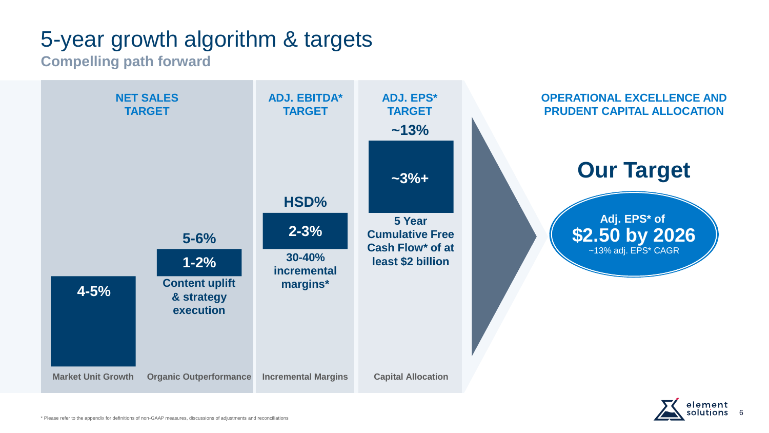# 5-year growth algorithm & targets

**Compelling path forward**

| | NET SALES TARGET | | ADJ. EBITDA* TARGET | ADJ. EPS* TARGET |
|---|---|---|---|---|
| | | 5-6% | HSD% | ~13% |
| | 4-5% | 1-2% | 2-3% | ~3%+ |
| | | Content uplift & strategy execution | 30-40% incremental margins* | 5 Year Cumulative Free Cash Flow* of at least $2 billion |
| | Market Unit Growth | Organic Outperformance | Incremental Margins | Capital Allocation |

**OPERATIONAL EXCELLENCE AND PRUDENT CAPITAL ALLOCATION**

## Our Target

**Adj. EPS* of $2.50 by 2026**

~13% adj. EPS* CAGR

\* Please refer to the appendix for definitions of non-GAAP measures, discussions of adjustments and reconciliations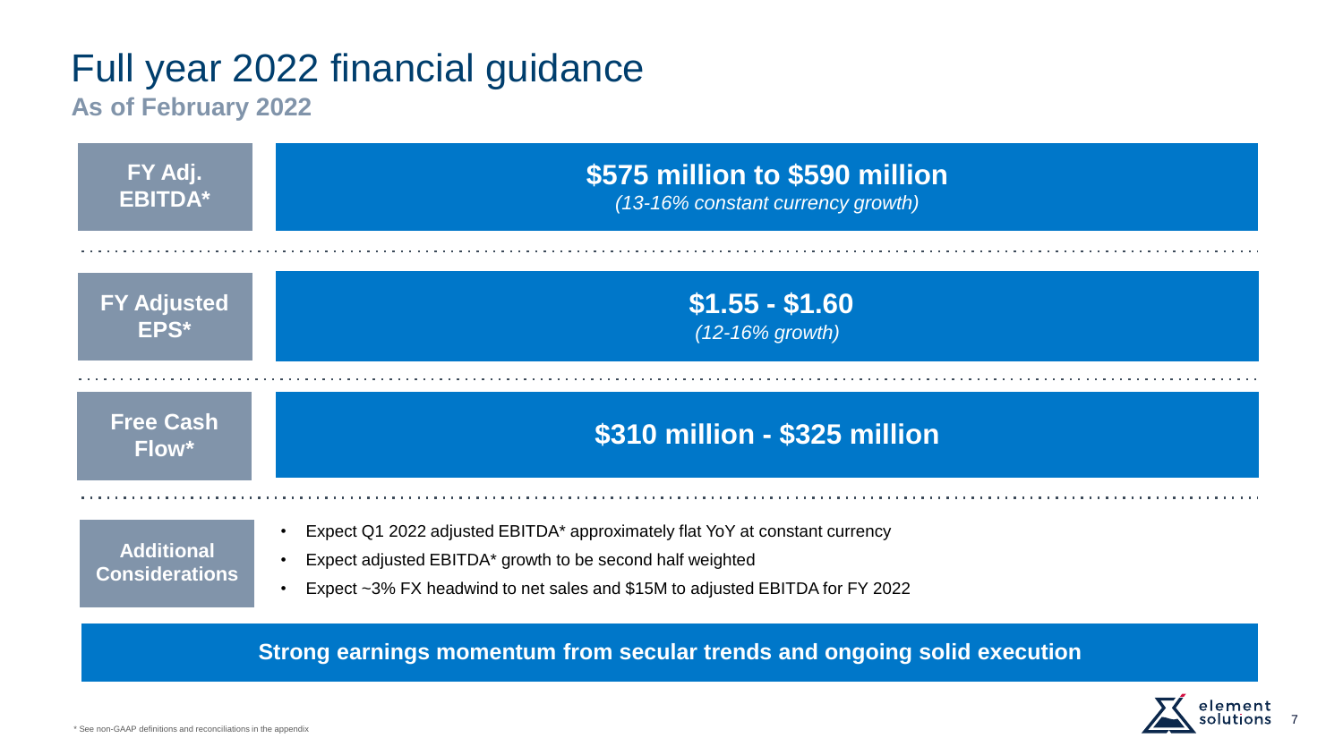# Full year 2022 financial guidance

**As of February 2022**

| | |
|---|---|
| **FY Adj. EBITDA*** | **$575 million to $590 million** *(13-16% constant currency growth)* |
| **FY Adjusted EPS*** | **$1.55 - $1.60** *(12-16% growth)* |
| **Free Cash Flow*** | **$310 million - $325 million** |

**Additional Considerations**

- Expect Q1 2022 adjusted EBITDA* approximately flat YoY at constant currency
- Expect adjusted EBITDA* growth to be second half weighted
- Expect ~3% FX headwind to net sales and $15M to adjusted EBITDA for FY 2022

**Strong earnings momentum from secular trends and ongoing solid execution**

* See non-GAAP definitions and reconciliations in the appendix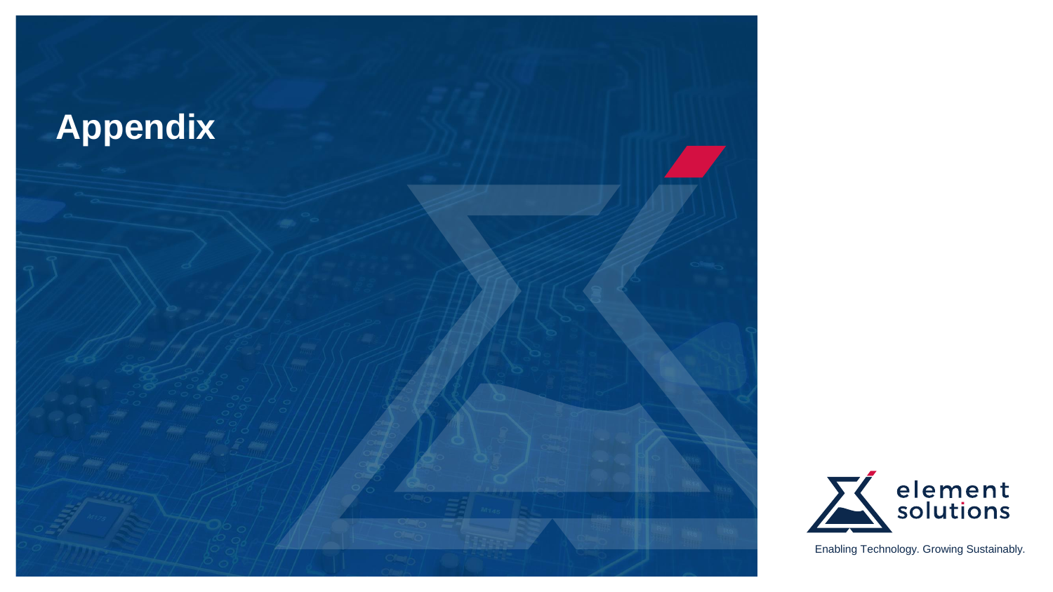# Appendix

element solutions

Enabling Technology. Growing Sustainably.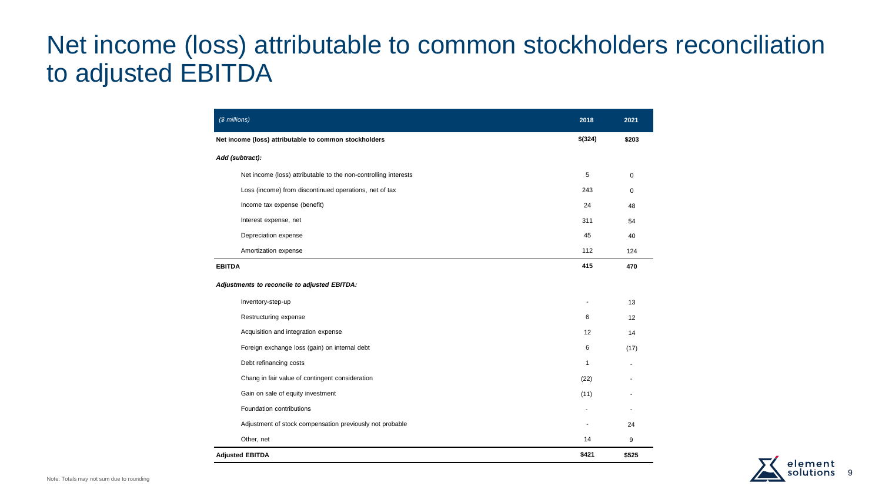# Net income (loss) attributable to common stockholders reconciliation to adjusted EBITDA

| *($ millions)* | 2018 | 2021 |
|---|---|---|
| **Net income (loss) attributable to common stockholders** | **$(324)** | **$203** |
| ***Add (subtract):*** | | |
| Net income (loss) attributable to the non-controlling interests | 5 | 0 |
| Loss (income) from discontinued operations, net of tax | 243 | 0 |
| Income tax expense (benefit) | 24 | 48 |
| Interest expense, net | 311 | 54 |
| Depreciation expense | 45 | 40 |
| Amortization expense | 112 | 124 |
| **EBITDA** | **415** | **470** |
| ***Adjustments to reconcile to adjusted EBITDA:*** | | |
| Inventory-step-up | - | 13 |
| Restructuring expense | 6 | 12 |
| Acquisition and integration expense | 12 | 14 |
| Foreign exchange loss (gain) on internal debt | 6 | (17) |
| Debt refinancing costs | 1 | - |
| Chang in fair value of contingent consideration | (22) | - |
| Gain on sale of equity investment | (11) | - |
| Foundation contributions | - | - |
| Adjustment of stock compensation previously not probable | - | 24 |
| Other, net | 14 | 9 |
| **Adjusted EBITDA** | **$421** | **$525** |

Note: Totals may not sum due to rounding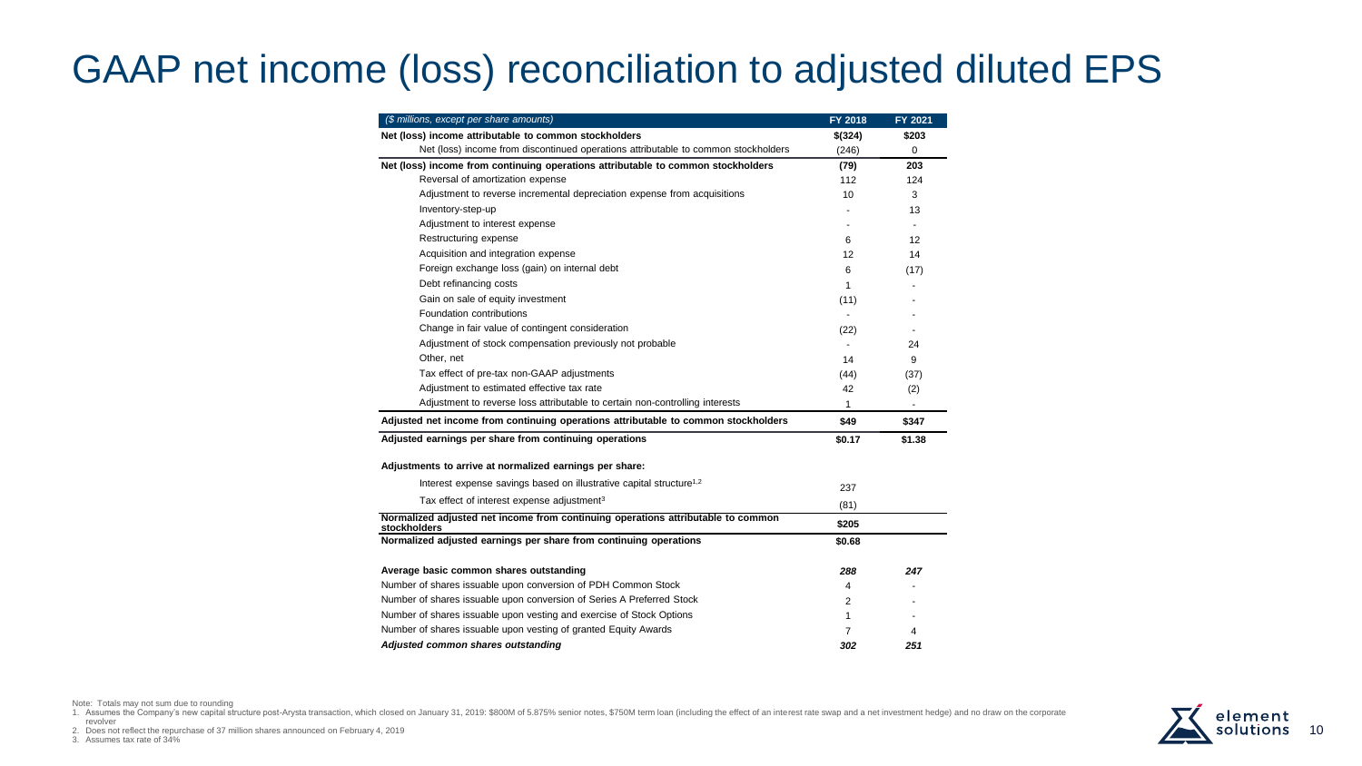# GAAP net income (loss) reconciliation to adjusted diluted EPS

| ($ millions, except per share amounts) | FY 2018 | FY 2021 |
|---|---|---|
| **Net (loss) income attributable to common stockholders** | **$(324)** | **$203** |
| Net (loss) income from discontinued operations attributable to common stockholders | (246) | 0 |
| **Net (loss) income from continuing operations attributable to common stockholders** | **(79)** | **203** |
| Reversal of amortization expense | 112 | 124 |
| Adjustment to reverse incremental depreciation expense from acquisitions | 10 | 3 |
| Inventory-step-up | - | 13 |
| Adjustment to interest expense | - | - |
| Restructuring expense | 6 | 12 |
| Acquisition and integration expense | 12 | 14 |
| Foreign exchange loss (gain) on internal debt | 6 | (17) |
| Debt refinancing costs | 1 | - |
| Gain on sale of equity investment | (11) | - |
| Foundation contributions | - | - |
| Change in fair value of contingent consideration | (22) | - |
| Adjustment of stock compensation previously not probable | - | 24 |
| Other, net | 14 | 9 |
| Tax effect of pre-tax non-GAAP adjustments | (44) | (37) |
| Adjustment to estimated effective tax rate | 42 | (2) |
| Adjustment to reverse loss attributable to certain non-controlling interests | 1 | - |
| **Adjusted net income from continuing operations attributable to common stockholders** | **$49** | **$347** |
| **Adjusted earnings per share from continuing operations** | **$0.17** | **$1.38** |
| **Adjustments to arrive at normalized earnings per share:** | | |
| Interest expense savings based on illustrative capital structure[1,2] | 237 | |
| Tax effect of interest expense adjustment[3] | (81) | |
| **Normalized adjusted net income from continuing operations attributable to common stockholders** | **$205** | |
| **Normalized adjusted earnings per share from continuing operations** | **$0.68** | |
| **Average basic common shares outstanding** | ***288*** | ***247*** |
| Number of shares issuable upon conversion of PDH Common Stock | 4 | - |
| Number of shares issuable upon conversion of Series A Preferred Stock | 2 | - |
| Number of shares issuable upon vesting and exercise of Stock Options | 1 | - |
| Number of shares issuable upon vesting of granted Equity Awards | 7 | 4 |
| ***Adjusted common shares outstanding*** | ***302*** | ***251*** |

Note: Totals may not sum due to rounding

1. Assumes the Company's new capital structure post-Arysta transaction, which closed on January 31, 2019: $800M of 5.875% senior notes, $750M term loan (including the effect of an interest rate swap and a net investment hedge) and no draw on the corporate revolver
2. Does not reflect the repurchase of 37 million shares announced on February 4, 2019
3. Assumes tax rate of 34%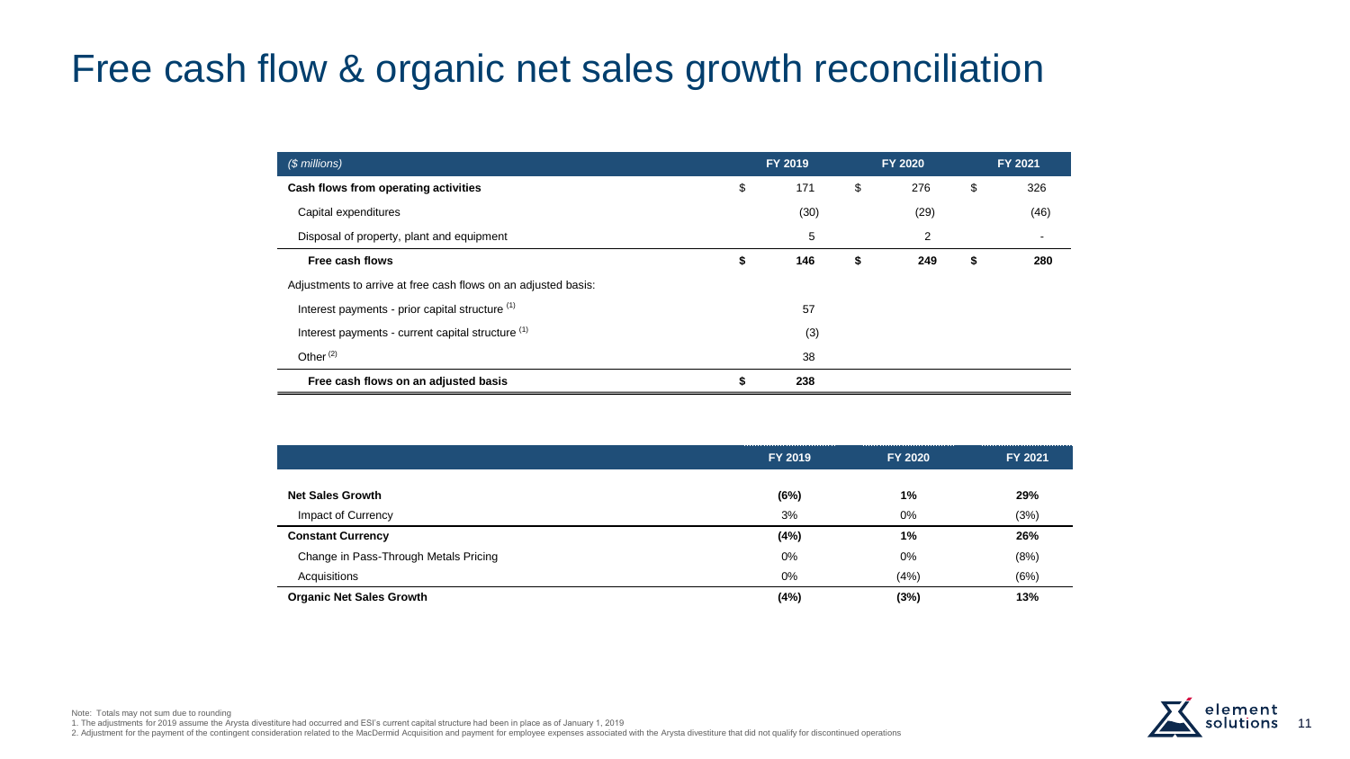# Free cash flow & organic net sales growth reconciliation

| *($ millions)* | FY 2019 | FY 2020 | FY 2021 |
|---|---|---|---|
| **Cash flows from operating activities** | $ 171 | $ 276 | $ 326 |
| Capital expenditures | (30) | (29) | (46) |
| Disposal of property, plant and equipment | 5 | 2 | - |
| **Free cash flows** | **$ 146** | **$ 249** | **$ 280** |
| Adjustments to arrive at free cash flows on an adjusted basis: | | | |
| Interest payments - prior capital structure [1] | 57 | | |
| Interest payments - current capital structure [1] | (3) | | |
| Other [2] | 38 | | |
| **Free cash flows on an adjusted basis** | **$ 238** | | |

| | FY 2019 | FY 2020 | FY 2021 |
|---|---|---|---|
| **Net Sales Growth** | **(6%)** | **1%** | **29%** |
| Impact of Currency | 3% | 0% | (3%) |
| **Constant Currency** | **(4%)** | **1%** | **26%** |
| Change in Pass-Through Metals Pricing | 0% | 0% | (8%) |
| Acquisitions | 0% | (4%) | (6%) |
| **Organic Net Sales Growth** | **(4%)** | **(3%)** | **13%** |

Note: Totals may not sum due to rounding

1. The adjustments for 2019 assume the Arysta divestiture had occurred and ESI's current capital structure had been in place as of January 1, 2019
2. Adjustment for the payment of the contingent consideration related to the MacDermid Acquisition and payment for employee expenses associated with the Arysta divestiture that did not qualify for discontinued operations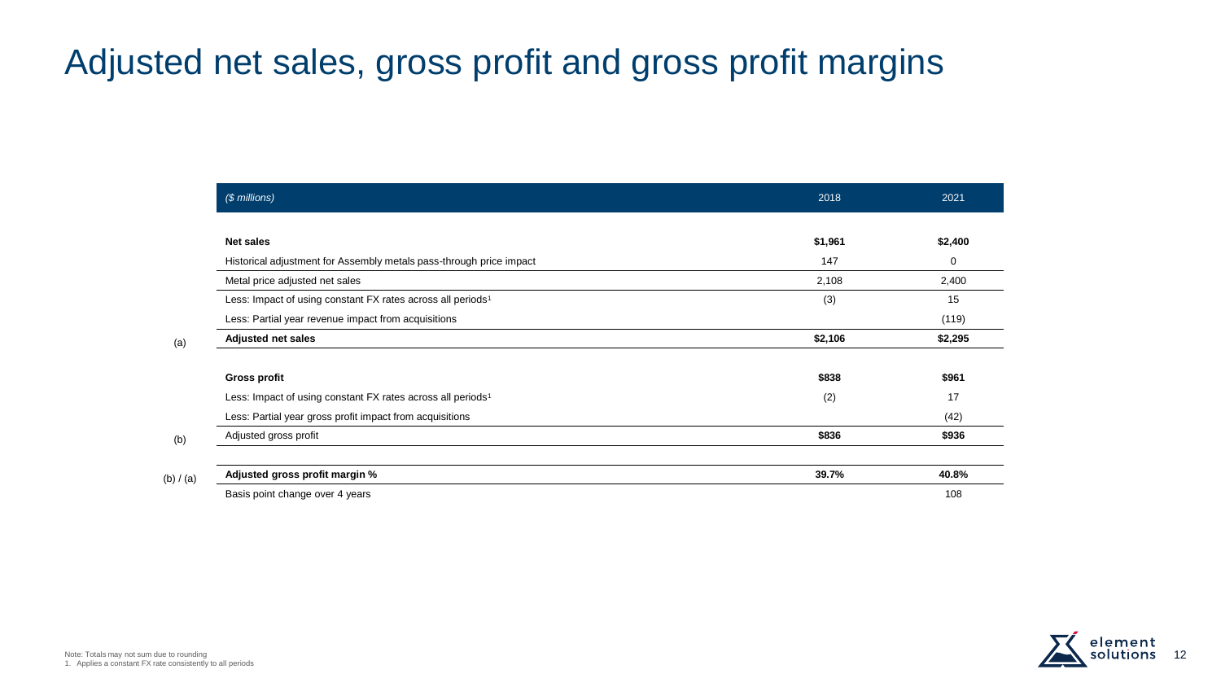# Adjusted net sales, gross profit and gross profit margins

| | ($ millions) | 2018 | 2021 |
|---|---|---|---|
| | **Net sales** | **$1,961** | **$2,400** |
| | Historical adjustment for Assembly metals pass-through price impact | 147 | 0 |
| | Metal price adjusted net sales | 2,108 | 2,400 |
| | Less: Impact of using constant FX rates across all periods[1] | (3) | 15 |
| | Less: Partial year revenue impact from acquisitions | | (119) |
| (a) | **Adjusted net sales** | **$2,106** | **$2,295** |
| | **Gross profit** | **$838** | **$961** |
| | Less: Impact of using constant FX rates across all periods[1] | (2) | 17 |
| | Less: Partial year gross profit impact from acquisitions | | (42) |
| (b) | Adjusted gross profit | **$836** | **$936** |
| (b) / (a) | **Adjusted gross profit margin %** | **39.7%** | **40.8%** |
| | Basis point change over 4 years | | 108 |

Note: Totals may not sum due to rounding

1. Applies a constant FX rate consistently to all periods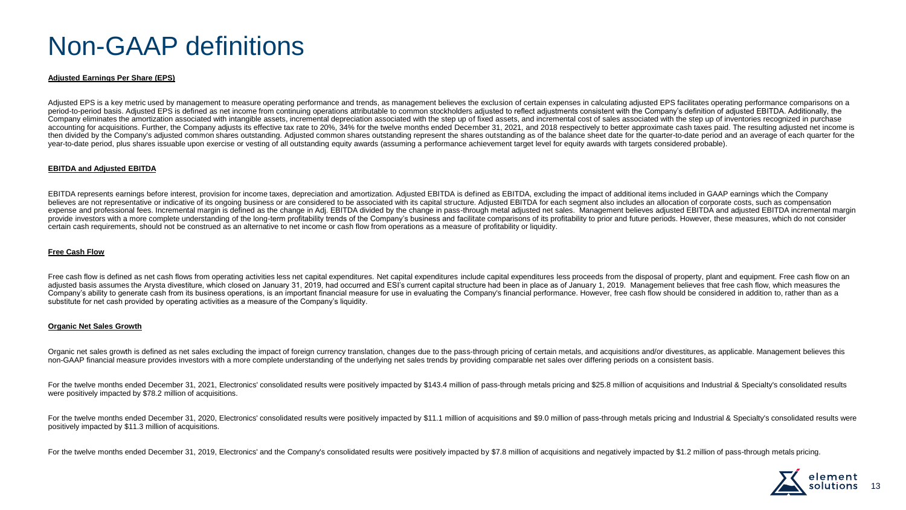# Non-GAAP definitions

**Adjusted Earnings Per Share (EPS)**

Adjusted EPS is a key metric used by management to measure operating performance and trends, as management believes the exclusion of certain expenses in calculating adjusted EPS facilitates operating performance comparisons on a period-to-period basis. Adjusted EPS is defined as net income from continuing operations attributable to common stockholders adjusted to reflect adjustments consistent with the Company's definition of adjusted EBITDA. Additionally, the Company eliminates the amortization associated with intangible assets, incremental depreciation associated with the step up of fixed assets, and incremental cost of sales associated with the step up of inventories recognized in purchase accounting for acquisitions. Further, the Company adjusts its effective tax rate to 20%, 34% for the twelve months ended December 31, 2021, and 2018 respectively to better approximate cash taxes paid. The resulting adjusted net income is then divided by the Company's adjusted common shares outstanding. Adjusted common shares outstanding represent the shares outstanding as of the balance sheet date for the quarter-to-date period and an average of each quarter for the year-to-date period, plus shares issuable upon exercise or vesting of all outstanding equity awards (assuming a performance achievement target level for equity awards with targets considered probable).

**EBITDA and Adjusted EBITDA**

EBITDA represents earnings before interest, provision for income taxes, depreciation and amortization. Adjusted EBITDA is defined as EBITDA, excluding the impact of additional items included in GAAP earnings which the Company believes are not representative or indicative of its ongoing business or are considered to be associated with its capital structure. Adjusted EBITDA for each segment also includes an allocation of corporate costs, such as compensation expense and professional fees. Incremental margin is defined as the change in Adj. EBITDA divided by the change in pass-through metal adjusted net sales. Management believes adjusted EBITDA and adjusted EBITDA incremental margin provide investors with a more complete understanding of the long-term profitability trends of the Company's business and facilitate comparisons of its profitability to prior and future periods. However, these measures, which do not consider certain cash requirements, should not be construed as an alternative to net income or cash flow from operations as a measure of profitability or liquidity.

**Free Cash Flow**

Free cash flow is defined as net cash flows from operating activities less net capital expenditures. Net capital expenditures include capital expenditures less proceeds from the disposal of property, plant and equipment. Free cash flow on an adjusted basis assumes the Arysta divestiture, which closed on January 31, 2019, had occurred and ESI's current capital structure had been in place as of January 1, 2019. Management believes that free cash flow, which measures the Company's ability to generate cash from its business operations, is an important financial measure for use in evaluating the Company's financial performance. However, free cash flow should be considered in addition to, rather than as a substitute for net cash provided by operating activities as a measure of the Company's liquidity.

**Organic Net Sales Growth**

Organic net sales growth is defined as net sales excluding the impact of foreign currency translation, changes due to the pass-through pricing of certain metals, and acquisitions and/or divestitures, as applicable. Management believes this non-GAAP financial measure provides investors with a more complete understanding of the underlying net sales trends by providing comparable net sales over differing periods on a consistent basis.

For the twelve months ended December 31, 2021, Electronics' consolidated results were positively impacted by $143.4 million of pass-through metals pricing and $25.8 million of acquisitions and Industrial & Specialty's consolidated results were positively impacted by $78.2 million of acquisitions.

For the twelve months ended December 31, 2020, Electronics' consolidated results were positively impacted by $11.1 million of acquisitions and $9.0 million of pass-through metals pricing and Industrial & Specialty's consolidated results were positively impacted by $11.3 million of acquisitions.

For the twelve months ended December 31, 2019, Electronics' and the Company's consolidated results were positively impacted by $7.8 million of acquisitions and negatively impacted by $1.2 million of pass-through metals pricing.